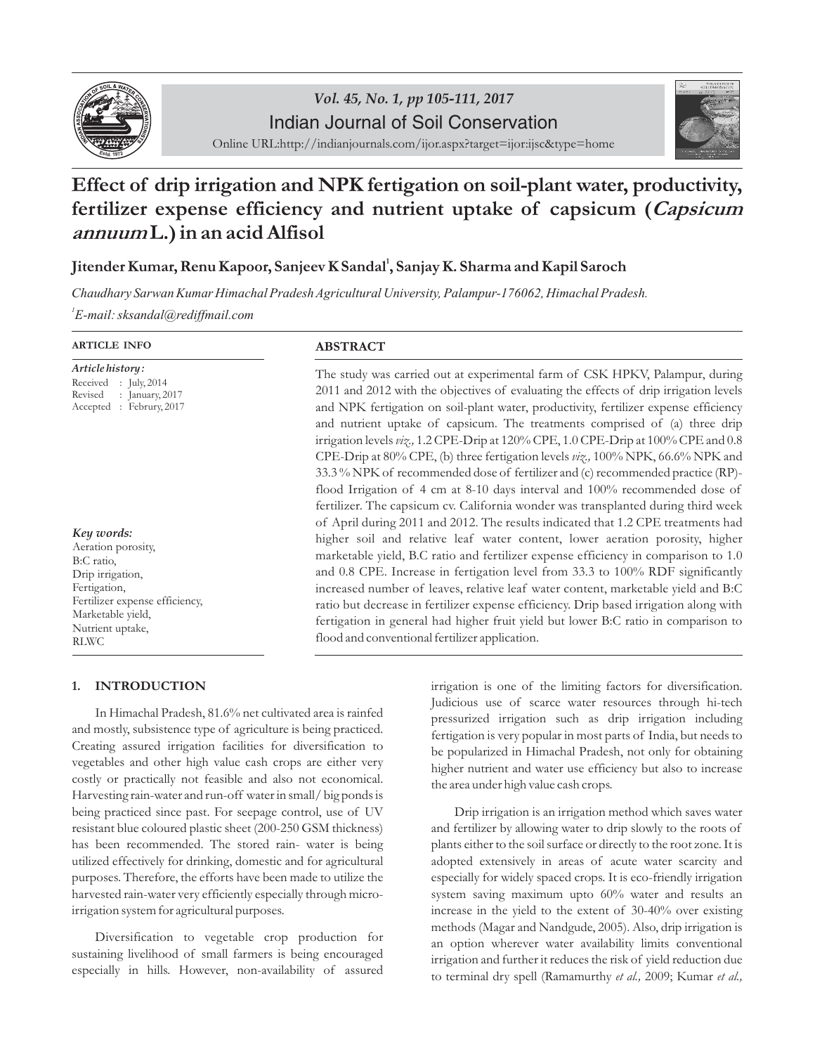# Effect of drip irrigation and NPK fertigation on soil-plant water, productivity, fertilizer expense efficiency and nutrient uptake of capsicum (*Capsicum annuum* L.) in an acid Alfisol

**Jitender Kumar, Renu Kapoor, Sanjeev K Sandal[1], Sanjay K. Sharma and Kapil Saroch**

*Chaudhary Sarwan Kumar Himachal Pradesh Agricultural University, Palampur-176062, Himachal Pradesh.*

*[1]E-mail: sksandal@rediffmail.com*

**ARTICLE INFO**

*Article history :*
Received : July, 2014
Revised : January, 2017
Accepted : Februry, 2017

*Key words:*
Aeration porosity,
B:C ratio,
Drip irrigation,
Fertigation,
Fertilizer expense efficiency,
Marketable yield,
Nutrient uptake,
RLWC

**ABSTRACT**

The study was carried out at experimental farm of CSK HPKV, Palampur, during 2011 and 2012 with the objectives of evaluating the effects of drip irrigation levels and NPK fertigation on soil-plant water, productivity, fertilizer expense efficiency and nutrient uptake of capsicum. The treatments comprised of (a) three drip irrigation levels *viz.,* 1.2 CPE-Drip at 120% CPE, 1.0 CPE-Drip at 100% CPE and 0.8 CPE-Drip at 80% CPE, (b) three fertigation levels *viz.,* 100% NPK, 66.6% NPK and 33.3 % NPK of recommended dose of fertilizer and (c) recommended practice (RP)-flood Irrigation of 4 cm at 8-10 days interval and 100% recommended dose of fertilizer. The capsicum cv. California wonder was transplanted during third week of April during 2011 and 2012. The results indicated that 1.2 CPE treatments had higher soil and relative leaf water content, lower aeration porosity, higher marketable yield, B.C ratio and fertilizer expense efficiency in comparison to 1.0 and 0.8 CPE. Increase in fertigation level from 33.3 to 100% RDF significantly increased number of leaves, relative leaf water content, marketable yield and B:C ratio but decrease in fertilizer expense efficiency. Drip based irrigation along with fertigation in general had higher fruit yield but lower B:C ratio in comparison to flood and conventional fertilizer application.

## 1. INTRODUCTION

In Himachal Pradesh, 81.6% net cultivated area is rainfed and mostly, subsistence type of agriculture is being practiced. Creating assured irrigation facilities for diversification to vegetables and other high value cash crops are either very costly or practically not feasible and also not economical. Harvesting rain-water and run-off water in small/ big ponds is being practiced since past. For seepage control, use of UV resistant blue coloured plastic sheet (200-250 GSM thickness) has been recommended. The stored rain- water is being utilized effectively for drinking, domestic and for agricultural purposes. Therefore, the efforts have been made to utilize the harvested rain-water very efficiently especially through micro-irrigation system for agricultural purposes.

Diversification to vegetable crop production for sustaining livelihood of small farmers is being encouraged especially in hills. However, non-availability of assured irrigation is one of the limiting factors for diversification. Judicious use of scarce water resources through hi-tech pressurized irrigation such as drip irrigation including fertigation is very popular in most parts of India, but needs to be popularized in Himachal Pradesh, not only for obtaining higher nutrient and water use efficiency but also to increase the area under high value cash crops.

Drip irrigation is an irrigation method which saves water and fertilizer by allowing water to drip slowly to the roots of plants either to the soil surface or directly to the root zone. It is adopted extensively in areas of acute water scarcity and especially for widely spaced crops. It is eco-friendly irrigation system saving maximum upto 60% water and results an increase in the yield to the extent of 30-40% over existing methods (Magar and Nandgude, 2005). Also, drip irrigation is an option wherever water availability limits conventional irrigation and further it reduces the risk of yield reduction due to terminal dry spell (Ramamurthy *et al.,* 2009; Kumar *et al.,*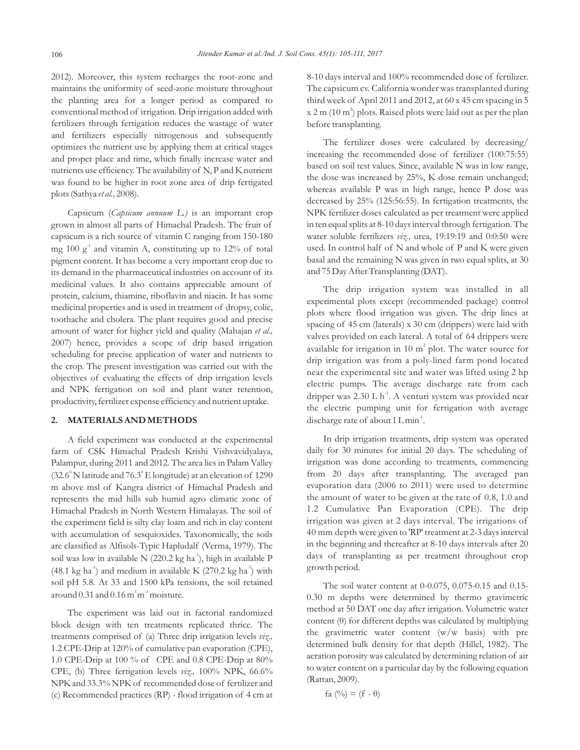2012). Moreover, this system recharges the root-zone and maintains the uniformity of seed-zone moisture throughout the planting area for a longer period as compared to conventional method of irrigation. Drip irrigation added with fertilizers through fertigation reduces the wastage of water and fertilizers especially nitrogenous and subsequently optimizes the nutrient use by applying them at critical stages and proper place and time, which finally increase water and nutrients use efficiency. The availability of N, P and K nutrient was found to be higher in root zone area of drip fertigated plots (Sathya *et al.,* 2008).

Capsicum (*Capsicum annuum L.)* is an important crop grown in almost all parts of Himachal Pradesh. The fruit of capsicum is a rich source of vitamin C ranging from 150-180 mg 100 $g^{-1}$ and vitamin A, constituting up to 12% of total pigment content. It has become a very important crop due to its demand in the pharmaceutical industries on account of its medicinal values. It also contains appreciable amount of protein, calcium, thiamine, riboflavin and niacin. It has some medicinal properties and is used in treatment of dropsy, colic, toothache and cholera. The plant requires good and precise amount of water for higher yield and quality (Mahajan *et al.,* 2007) hence, provides a scope of drip based irrigation scheduling for precise application of water and nutrients to the crop. The present investigation was carried out with the objectives of evaluating the effects of drip irrigation levels and NPK fertigation on soil and plant water retention, productivity, fertilizer expense efficiency and nutrient uptake.

## 2. MATERIALS AND METHODS

A field experiment was conducted at the experimental farm of CSK Himachal Pradesh Krishi Vishvavidyalaya, Palampur, during 2011 and 2012. The area lies in Palam Valley ($32.6^0$ N latitude and $76.3^0$ E longitude) at an elevation of 1290 m above msl of Kangra district of Himachal Pradesh and represents the mid hills sub humid agro climatic zone of Himachal Pradesh in North Western Himalayas. The soil of the experiment field is silty clay loam and rich in clay content with accumulation of sesquioxides. Taxonomically, the soils are classified as Alfisols-Typic Hapludalf (Verma, 1979). The soil was low in available N (220.2 kg $ha^{-1}$), high in available P (48.1 kg $ha^{-1}$) and medium in available K (270.2 kg $ha^{-1}$) with soil pH 5.8. At 33 and 1500 kPa tensions, the soil retained around 0.31 and 0.16 $m^3 m^{-3}$ moisture.

The experiment was laid out in factorial randomized block design with ten treatments replicated thrice. The treatments comprised of (a) Three drip irrigation levels *viz.,* 1.2 CPE-Drip at 120% of cumulative pan evaporation (CPE), 1.0 CPE-Drip at 100 % of CPE and 0.8 CPE-Drip at 80% CPE, (b) Three fertigation levels *viz.,* 100% NPK, 66.6% NPK and 33.3% NPK of recommended dose of fertilizer and (c) Recommended practices (RP) - flood irrigation of 4 cm at 8-10 days interval and 100% recommended dose of fertilizer. The capsicum cv. California wonder was transplanted during third week of April 2011 and 2012, at 60 x 45 cm spacing in 5 x 2 m (10 $m^2$) plots. Raised plots were laid out as per the plan before transplanting.

The fertilizer doses were calculated by decreasing/ increasing the recommended dose of fertilizer (100:75:55) based on soil test values. Since, available N was in low range, the dose was increased by 25%, K dose remain unchanged; whereas available P was in high range, hence P dose was decreased by 25% (125:56:55). In fertigation treatments, the NPK fertilizer doses calculated as per treatment were applied in ten equal splits at 8-10 days interval through fertigation. The water soluble fertilizers *viz.,* urea, 19:19:19 and 0:0:50 were used. In control half of N and whole of P and K were given basal and the remaining N was given in two equal splits, at 30 and 75 Day After Transplanting (DAT).

The drip irrigation system was installed in all experimental plots except (recommended package) control plots where flood irrigation was given. The drip lines at spacing of 45 cm (laterals) x 30 cm (drippers) were laid with valves provided on each lateral. A total of 64 drippers were available for irrigation in 10 $m^2$ plot. The water source for drip irrigation was from a poly-lined farm pond located near the experimental site and water was lifted using 2 hp electric pumps. The average discharge rate from each dripper was 2.30 L $h^{-1}$. A venturi system was provided near the electric pumping unit for fertigation with average discharge rate of about 1 L $min^{-1}$.

In drip irrigation treatments, drip system was operated daily for 30 minutes for initial 20 days. The scheduling of irrigation was done according to treatments, commencing from 20 days after transplanting. The averaged pan evaporation data (2006 to 2011) were used to determine the amount of water to be given at the rate of 0.8, 1.0 and 1.2 Cumulative Pan Evaporation (CPE). The drip irrigation was given at 2 days interval. The irrigations of 40 mm depth were given to 'RP' treatment at 2-3 days interval in the beginning and thereafter at 8-10 days intervals after 20 days of transplanting as per treatment throughout crop growth period.

The soil water content at 0-0.075, 0.075-0.15 and 0.15-0.30 m depths were determined by thermo gravimetric method at 50 DAT one day after irrigation. Volumetric water content (θ) for different depths was calculated by multiplying the gravimetric water content (w/w basis) with pre determined bulk density for that depth (Hillel, 1982). The aeration porosity was calculated by determining relation of air to water content on a particular day by the following equation (Rattan, 2009).

$$fa\ (\%) = (f - \theta)$$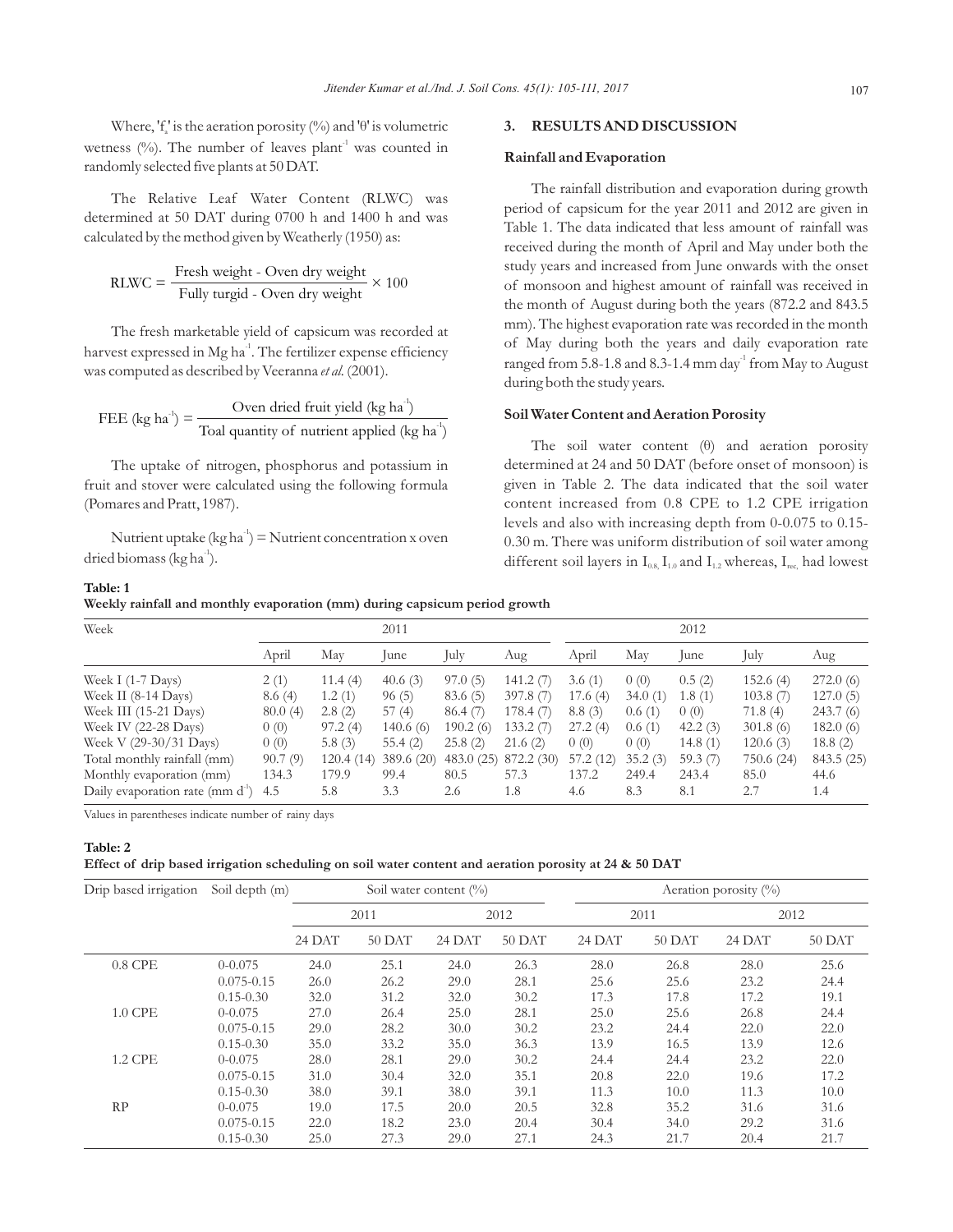Where, '$f_a$' is the aeration porosity (%) and 'θ' is volumetric wetness (%). The number of leaves plant$^{-1}$ was counted in randomly selected five plants at 50 DAT.

The Relative Leaf Water Content (RLWC) was determined at 50 DAT during 0700 h and 1400 h and was calculated by the method given by Weatherly (1950) as:

$$\text{RLWC} = \frac{\text{Fresh weight - Oven dry weight}}{\text{Fully turgid - Oven dry weight}} \times 100$$

The fresh marketable yield of capsicum was recorded at harvest expressed in Mg ha$^{-1}$. The fertilizer expense efficiency was computed as described by Veeranna *et al.* (2001).

$$\text{FEE (kg ha}^{-1}\text{)} = \frac{\text{Oven dried fruit yield (kg ha}^{-1}\text{)}}{\text{Toal quantity of nutrient applied (kg ha}^{-1}\text{)}}$$

The uptake of nitrogen, phosphorus and potassium in fruit and stover were calculated using the following formula (Pomares and Pratt, 1987).

Nutrient uptake (kg ha$^{-1}$) = Nutrient concentration x oven dried biomass (kg ha$^{-1}$).

## 3. RESULTS AND DISCUSSION

### Rainfall and Evaporation

The rainfall distribution and evaporation during growth period of capsicum for the year 2011 and 2012 are given in Table 1. The data indicated that less amount of rainfall was received during the month of April and May under both the study years and increased from June onwards with the onset of monsoon and highest amount of rainfall was received in the month of August during both the years (872.2 and 843.5 mm). The highest evaporation rate was recorded in the month of May during both the years and daily evaporation rate ranged from 5.8-1.8 and 8.3-1.4 mm day$^{-1}$ from May to August during both the study years.

### Soil Water Content and Aeration Porosity

The soil water content (θ) and aeration porosity determined at 24 and 50 DAT (before onset of monsoon) is given in Table 2. The data indicated that the soil water content increased from 0.8 CPE to 1.2 CPE irrigation levels and also with increasing depth from 0-0.075 to 0.15-0.30 m. There was uniform distribution of soil water among different soil layers in $I_{0.8}$, $I_{1.0}$ and $I_{1.2}$ whereas, $I_{rec}$ had lowest

**Table: 1**
**Weekly rainfall and monthly evaporation (mm) during capsicum period growth**

| Week | 2011 | | | | | 2012 | | | | |
|---|---|---|---|---|---|---|---|---|---|---|
| | April | May | June | July | Aug | April | May | June | July | Aug |
| Week I (1-7 Days) | 2 (1) | 11.4 (4) | 40.6 (3) | 97.0 (5) | 141.2 (7) | 3.6 (1) | 0 (0) | 0.5 (2) | 152.6 (4) | 272.0 (6) |
| Week II (8-14 Days) | 8.6 (4) | 1.2 (1) | 96 (5) | 83.6 (5) | 397.8 (7) | 17.6 (4) | 34.0 (1) | 1.8 (1) | 103.8 (7) | 127.0 (5) |
| Week III (15-21 Days) | 80.0 (4) | 2.8 (2) | 57 (4) | 86.4 (7) | 178.4 (7) | 8.8 (3) | 0.6 (1) | 0 (0) | 71.8 (4) | 243.7 (6) |
| Week IV (22-28 Days) | 0 (0) | 97.2 (4) | 140.6 (6) | 190.2 (6) | 133.2 (7) | 27.2 (4) | 0.6 (1) | 42.2 (3) | 301.8 (6) | 182.0 (6) |
| Week V (29-30/31 Days) | 0 (0) | 5.8 (3) | 55.4 (2) | 25.8 (2) | 21.6 (2) | 0 (0) | 0 (0) | 14.8 (1) | 120.6 (3) | 18.8 (2) |
| Total monthly rainfall (mm) | 90.7 (9) | 120.4 (14) | 389.6 (20) | 483.0 (25) | 872.2 (30) | 57.2 (12) | 35.2 (3) | 59.3 (7) | 750.6 (24) | 843.5 (25) |
| Monthly evaporation (mm) | 134.3 | 179.9 | 99.4 | 80.5 | 57.3 | 137.2 | 249.4 | 243.4 | 85.0 | 44.6 |
| Daily evaporation rate (mm d$^{-1}$) | 4.5 | 5.8 | 3.3 | 2.6 | 1.8 | 4.6 | 8.3 | 8.1 | 2.7 | 1.4 |

Values in parentheses indicate number of rainy days

**Table: 2**
**Effect of drip based irrigation scheduling on soil water content and aeration porosity at 24 & 50 DAT**

| Drip based irrigation | Soil depth (m) | Soil water content (%) | | | | Aeration porosity (%) | | | |
|---|---|---|---|---|---|---|---|---|---|
| | | 2011 | | 2012 | | 2011 | | 2012 | |
| | | 24 DAT | 50 DAT | 24 DAT | 50 DAT | 24 DAT | 50 DAT | 24 DAT | 50 DAT |
| 0.8 CPE | 0-0.075 | 24.0 | 25.1 | 24.0 | 26.3 | 28.0 | 26.8 | 28.0 | 25.6 |
| | 0.075-0.15 | 26.0 | 26.2 | 29.0 | 28.1 | 25.6 | 25.6 | 23.2 | 24.4 |
| | 0.15-0.30 | 32.0 | 31.2 | 32.0 | 30.2 | 17.3 | 17.8 | 17.2 | 19.1 |
| 1.0 CPE | 0-0.075 | 27.0 | 26.4 | 25.0 | 28.1 | 25.0 | 25.6 | 26.8 | 24.4 |
| | 0.075-0.15 | 29.0 | 28.2 | 30.0 | 30.2 | 23.2 | 24.4 | 22.0 | 22.0 |
| | 0.15-0.30 | 35.0 | 33.2 | 35.0 | 36.3 | 13.9 | 16.5 | 13.9 | 12.6 |
| 1.2 CPE | 0-0.075 | 28.0 | 28.1 | 29.0 | 30.2 | 24.4 | 24.4 | 23.2 | 22.0 |
| | 0.075-0.15 | 31.0 | 30.4 | 32.0 | 35.1 | 20.8 | 22.0 | 19.6 | 17.2 |
| | 0.15-0.30 | 38.0 | 39.1 | 38.0 | 39.1 | 11.3 | 10.0 | 11.3 | 10.0 |
| RP | 0-0.075 | 19.0 | 17.5 | 20.0 | 20.5 | 32.8 | 35.2 | 31.6 | 31.6 |
| | 0.075-0.15 | 22.0 | 18.2 | 23.0 | 20.4 | 30.4 | 34.0 | 29.2 | 31.6 |
| | 0.15-0.30 | 25.0 | 27.3 | 29.0 | 27.1 | 24.3 | 21.7 | 20.4 | 21.7 |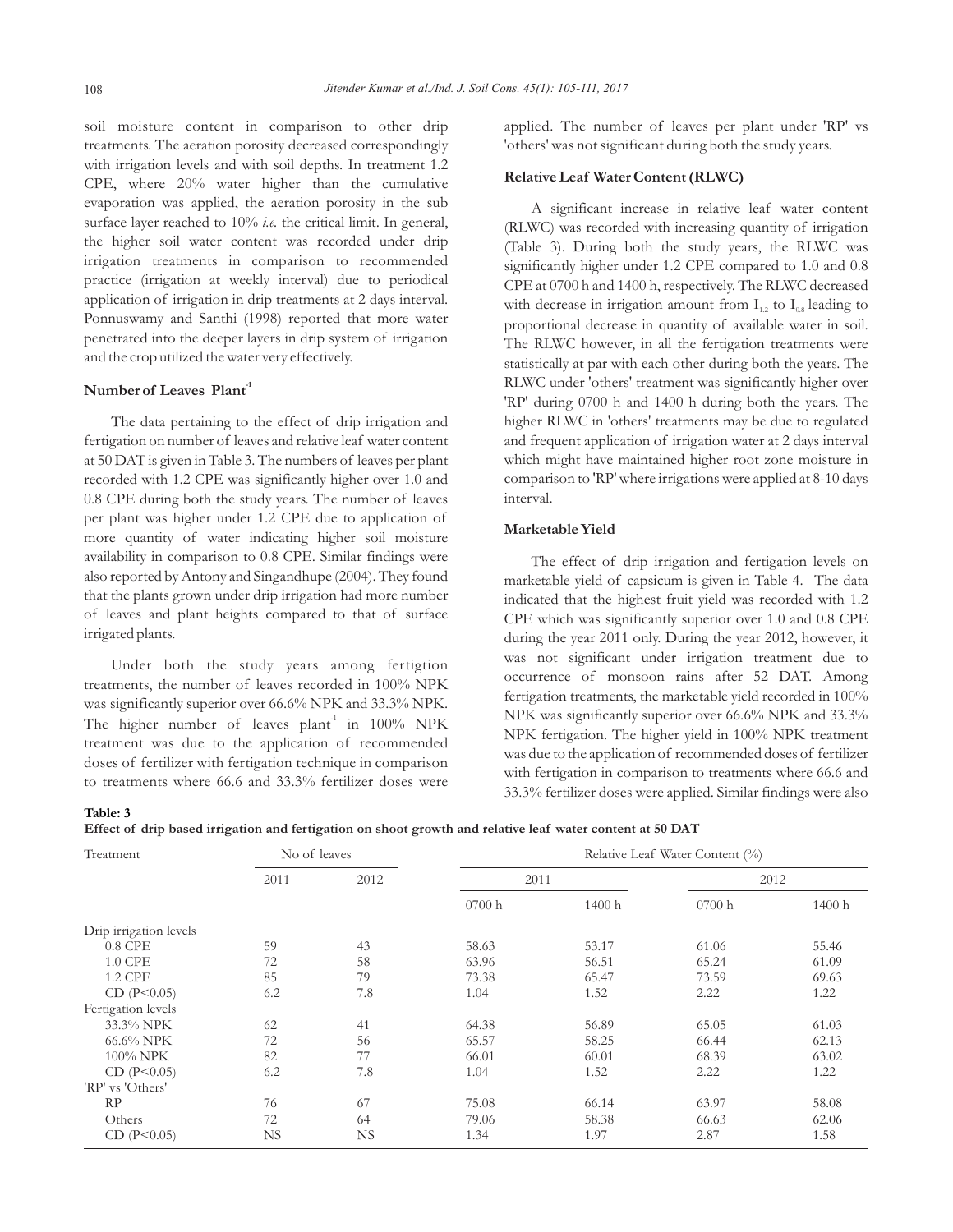soil moisture content in comparison to other drip treatments. The aeration porosity decreased correspondingly with irrigation levels and with soil depths. In treatment 1.2 CPE, where 20% water higher than the cumulative evaporation was applied, the aeration porosity in the sub surface layer reached to 10% *i.e.* the critical limit. In general, the higher soil water content was recorded under drip irrigation treatments in comparison to recommended practice (irrigation at weekly interval) due to periodical application of irrigation in drip treatments at 2 days interval. Ponnuswamy and Santhi (1998) reported that more water penetrated into the deeper layers in drip system of irrigation and the crop utilized the water very effectively.

### Number of Leaves Plant$^{-1}$

The data pertaining to the effect of drip irrigation and fertigation on number of leaves and relative leaf water content at 50 DAT is given in Table 3. The numbers of leaves per plant recorded with 1.2 CPE was significantly higher over 1.0 and 0.8 CPE during both the study years. The number of leaves per plant was higher under 1.2 CPE due to application of more quantity of water indicating higher soil moisture availability in comparison to 0.8 CPE. Similar findings were also reported by Antony and Singandhupe (2004). They found that the plants grown under drip irrigation had more number of leaves and plant heights compared to that of surface irrigated plants.

Under both the study years among fertigtion treatments, the number of leaves recorded in 100% NPK was significantly superior over 66.6% NPK and 33.3% NPK. The higher number of leaves plant$^{-1}$ in 100% NPK treatment was due to the application of recommended doses of fertilizer with fertigation technique in comparison to treatments where 66.6 and 33.3% fertilizer doses were applied. The number of leaves per plant under 'RP' vs 'others' was not significant during both the study years.

### Relative Leaf Water Content (RLWC)

A significant increase in relative leaf water content (RLWC) was recorded with increasing quantity of irrigation (Table 3). During both the study years, the RLWC was significantly higher under 1.2 CPE compared to 1.0 and 0.8 CPE at 0700 h and 1400 h, respectively. The RLWC decreased with decrease in irrigation amount from $I_{1.2}$ to $I_{0.8}$ leading to proportional decrease in quantity of available water in soil. The RLWC however, in all the fertigation treatments were statistically at par with each other during both the years. The RLWC under 'others' treatment was significantly higher over 'RP' during 0700 h and 1400 h during both the years. The higher RLWC in 'others' treatments may be due to regulated and frequent application of irrigation water at 2 days interval which might have maintained higher root zone moisture in comparison to 'RP' where irrigations were applied at 8-10 days interval.

### Marketable Yield

The effect of drip irrigation and fertigation levels on marketable yield of capsicum is given in Table 4. The data indicated that the highest fruit yield was recorded with 1.2 CPE which was significantly superior over 1.0 and 0.8 CPE during the year 2011 only. During the year 2012, however, it was not significant under irrigation treatment due to occurrence of monsoon rains after 52 DAT. Among fertigation treatments, the marketable yield recorded in 100% NPK was significantly superior over 66.6% NPK and 33.3% NPK fertigation. The higher yield in 100% NPK treatment was due to the application of recommended doses of fertilizer with fertigation in comparison to treatments where 66.6 and 33.3% fertilizer doses were applied. Similar findings were also

**Table: 3**
**Effect of drip based irrigation and fertigation on shoot growth and relative leaf water content at 50 DAT**

| Treatment | No of leaves | | Relative Leaf Water Content (%) | | | |
|---|---|---|---|---|---|---|
| | 2011 | 2012 | 2011 | | 2012 | |
| | | | 0700 h | 1400 h | 0700 h | 1400 h |
| Drip irrigation levels | | | | | | |
| 0.8 CPE | 59 | 43 | 58.63 | 53.17 | 61.06 | 55.46 |
| 1.0 CPE | 72 | 58 | 63.96 | 56.51 | 65.24 | 61.09 |
| 1.2 CPE | 85 | 79 | 73.38 | 65.47 | 73.59 | 69.63 |
| CD (P<0.05) | 6.2 | 7.8 | 1.04 | 1.52 | 2.22 | 1.22 |
| Fertigation levels | | | | | | |
| 33.3% NPK | 62 | 41 | 64.38 | 56.89 | 65.05 | 61.03 |
| 66.6% NPK | 72 | 56 | 65.57 | 58.25 | 66.44 | 62.13 |
| 100% NPK | 82 | 77 | 66.01 | 60.01 | 68.39 | 63.02 |
| CD (P<0.05) | 6.2 | 7.8 | 1.04 | 1.52 | 2.22 | 1.22 |
| 'RP' vs 'Others' | | | | | | |
| RP | 76 | 67 | 75.08 | 66.14 | 63.97 | 58.08 |
| Others | 72 | 64 | 79.06 | 58.38 | 66.63 | 62.06 |
| CD (P<0.05) | NS | NS | 1.34 | 1.97 | 2.87 | 1.58 |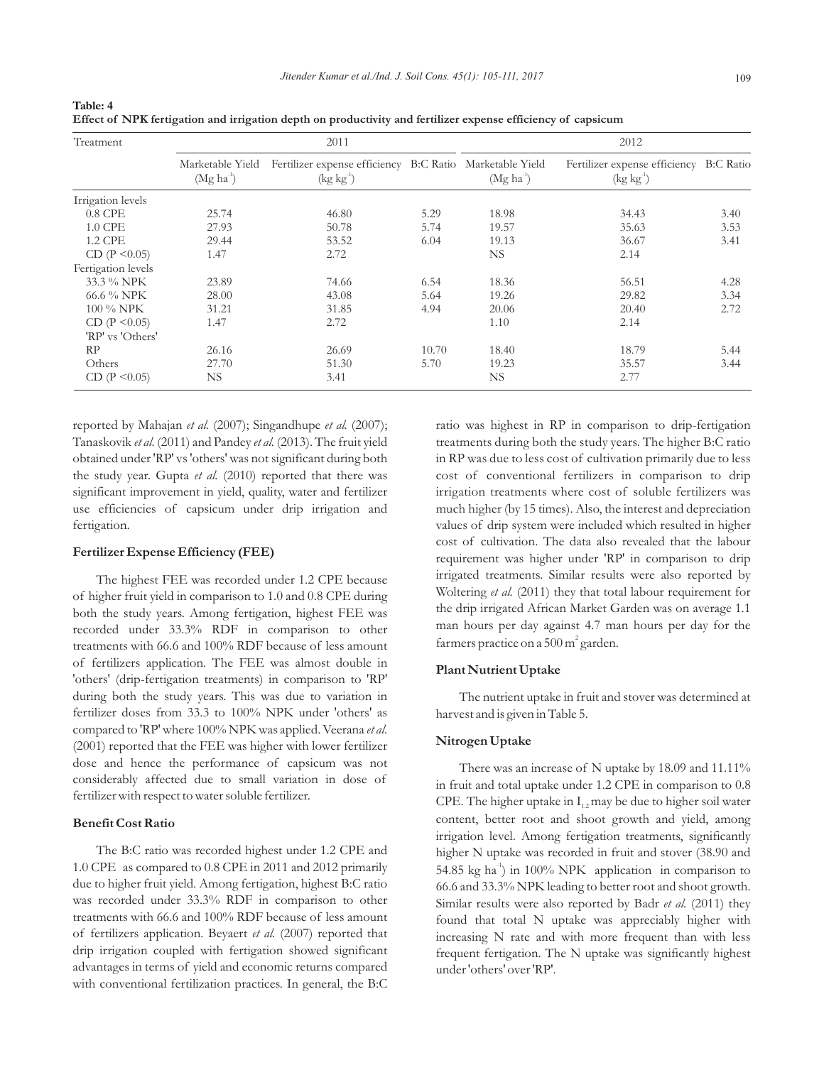**Table: 4**
**Effect of NPK fertigation and irrigation depth on productivity and fertilizer expense efficiency of capsicum**

| Treatment | 2011 | | | 2012 | | |
|---|---|---|---|---|---|---|
| | Marketable Yield (Mg ha$^{-1}$) | Fertilizer expense efficiency (kg kg$^{-1}$) | B:C Ratio | Marketable Yield (Mg ha$^{-1}$) | Fertilizer expense efficiency (kg kg$^{-1}$) | B:C Ratio |
| Irrigation levels | | | | | | |
| 0.8 CPE | 25.74 | 46.80 | 5.29 | 18.98 | 34.43 | 3.40 |
| 1.0 CPE | 27.93 | 50.78 | 5.74 | 19.57 | 35.63 | 3.53 |
| 1.2 CPE | 29.44 | 53.52 | 6.04 | 19.13 | 36.67 | 3.41 |
| CD (P <0.05) | 1.47 | 2.72 | | NS | 2.14 | |
| Fertigation levels | | | | | | |
| 33.3 % NPK | 23.89 | 74.66 | 6.54 | 18.36 | 56.51 | 4.28 |
| 66.6 % NPK | 28.00 | 43.08 | 5.64 | 19.26 | 29.82 | 3.34 |
| 100 % NPK | 31.21 | 31.85 | 4.94 | 20.06 | 20.40 | 2.72 |
| CD (P <0.05) | 1.47 | 2.72 | | 1.10 | 2.14 | |
| 'RP' vs 'Others' | | | | | | |
| RP | 26.16 | 26.69 | 10.70 | 18.40 | 18.79 | 5.44 |
| Others | 27.70 | 51.30 | 5.70 | 19.23 | 35.57 | 3.44 |
| CD (P <0.05) | NS | 3.41 | | NS | 2.77 | |

reported by Mahajan *et al.* (2007); Singandhupe *et al.* (2007); Tanaskovik *et al.* (2011) and Pandey *et al.* (2013). The fruit yield obtained under 'RP' vs 'others' was not significant during both the study year. Gupta *et al.* (2010) reported that there was significant improvement in yield, quality, water and fertilizer use efficiencies of capsicum under drip irrigation and fertigation.

### Fertilizer Expense Efficiency (FEE)

The highest FEE was recorded under 1.2 CPE because of higher fruit yield in comparison to 1.0 and 0.8 CPE during both the study years. Among fertigation, highest FEE was recorded under 33.3% RDF in comparison to other treatments with 66.6 and 100% RDF because of less amount of fertilizers application. The FEE was almost double in 'others' (drip-fertigation treatments) in comparison to 'RP' during both the study years. This was due to variation in fertilizer doses from 33.3 to 100% NPK under 'others' as compared to 'RP' where 100% NPK was applied. Veerana *et al.* (2001) reported that the FEE was higher with lower fertilizer dose and hence the performance of capsicum was not considerably affected due to small variation in dose of fertilizer with respect to water soluble fertilizer.

### Benefit Cost Ratio

The B:C ratio was recorded highest under 1.2 CPE and 1.0 CPE as compared to 0.8 CPE in 2011 and 2012 primarily due to higher fruit yield. Among fertigation, highest B:C ratio was recorded under 33.3% RDF in comparison to other treatments with 66.6 and 100% RDF because of less amount of fertilizers application. Beyaert *et al.* (2007) reported that drip irrigation coupled with fertigation showed significant advantages in terms of yield and economic returns compared with conventional fertilization practices. In general, the B:C ratio was highest in RP in comparison to drip-fertigation treatments during both the study years. The higher B:C ratio in RP was due to less cost of cultivation primarily due to less cost of conventional fertilizers in comparison to drip irrigation treatments where cost of soluble fertilizers was much higher (by 15 times). Also, the interest and depreciation values of drip system were included which resulted in higher cost of cultivation. The data also revealed that the labour requirement was higher under 'RP' in comparison to drip irrigated treatments. Similar results were also reported by Woltering *et al.* (2011) they that total labour requirement for the drip irrigated African Market Garden was on average 1.1 man hours per day against 4.7 man hours per day for the farmers practice on a 500 m$^2$ garden.

### Plant Nutrient Uptake

The nutrient uptake in fruit and stover was determined at harvest and is given in Table 5.

### Nitrogen Uptake

There was an increase of N uptake by 18.09 and 11.11% in fruit and total uptake under 1.2 CPE in comparison to 0.8 CPE. The higher uptake in $I_{1.2}$ may be due to higher soil water content, better root and shoot growth and yield, among irrigation level. Among fertigation treatments, significantly higher N uptake was recorded in fruit and stover (38.90 and 54.85 kg ha$^{-1}$) in 100% NPK application in comparison to 66.6 and 33.3% NPK leading to better root and shoot growth. Similar results were also reported by Badr *et al.* (2011) they found that total N uptake was appreciably higher with increasing N rate and with more frequent than with less frequent fertigation. The N uptake was significantly highest under 'others' over 'RP'.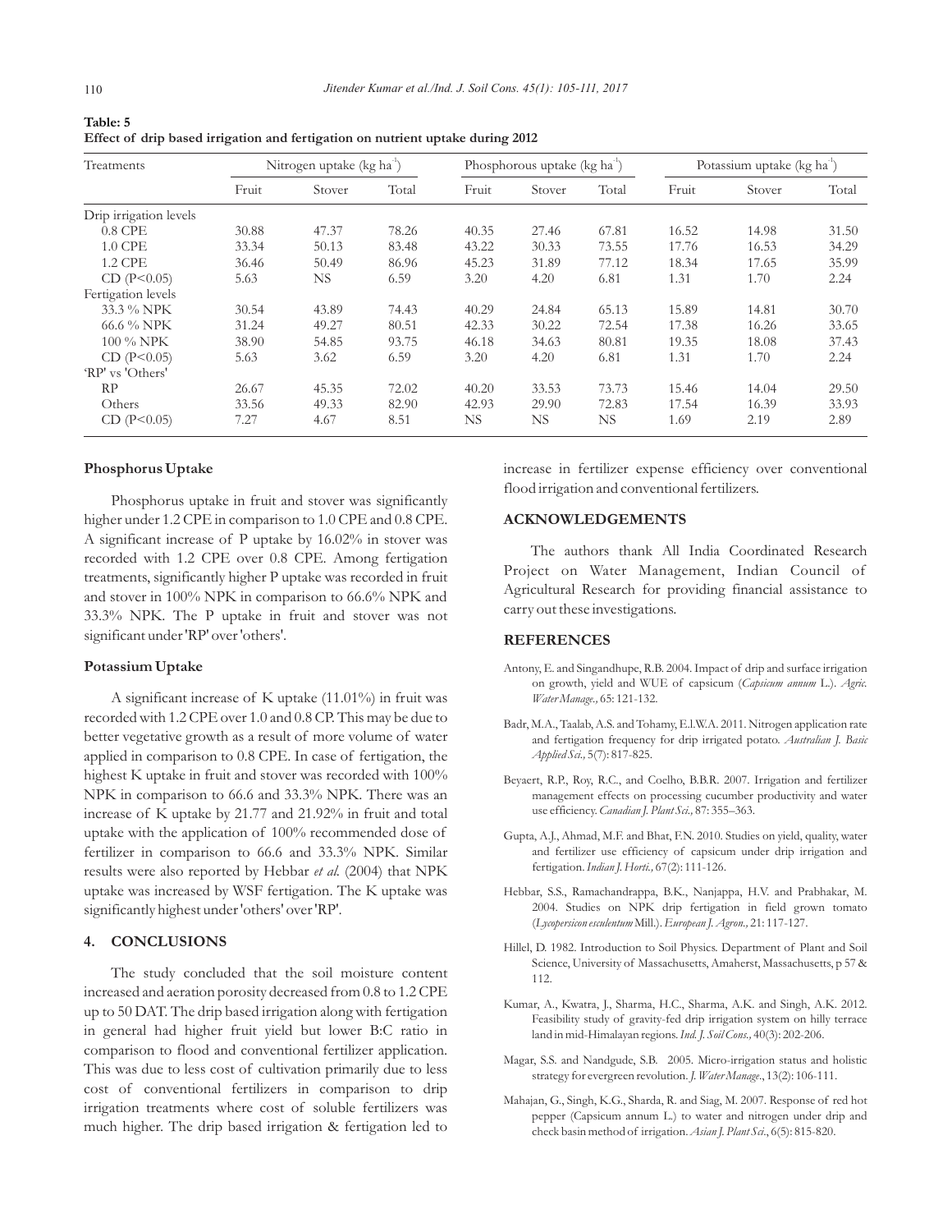**Table: 5**
**Effect of drip based irrigation and fertigation on nutrient uptake during 2012**

| Treatments | Nitrogen uptake (kg ha$^{-1}$) | | | Phosphorous uptake (kg ha$^{-1}$) | | | Potassium uptake (kg ha$^{-1}$) | | |
|---|---|---|---|---|---|---|---|---|---|
| | Fruit | Stover | Total | Fruit | Stover | Total | Fruit | Stover | Total |
| Drip irrigation levels | | | | | | | | | |
| 0.8 CPE | 30.88 | 47.37 | 78.26 | 40.35 | 27.46 | 67.81 | 16.52 | 14.98 | 31.50 |
| 1.0 CPE | 33.34 | 50.13 | 83.48 | 43.22 | 30.33 | 73.55 | 17.76 | 16.53 | 34.29 |
| 1.2 CPE | 36.46 | 50.49 | 86.96 | 45.23 | 31.89 | 77.12 | 18.34 | 17.65 | 35.99 |
| CD (P<0.05) | 5.63 | NS | 6.59 | 3.20 | 4.20 | 6.81 | 1.31 | 1.70 | 2.24 |
| Fertigation levels | | | | | | | | | |
| 33.3 % NPK | 30.54 | 43.89 | 74.43 | 40.29 | 24.84 | 65.13 | 15.89 | 14.81 | 30.70 |
| 66.6 % NPK | 31.24 | 49.27 | 80.51 | 42.33 | 30.22 | 72.54 | 17.38 | 16.26 | 33.65 |
| 100 % NPK | 38.90 | 54.85 | 93.75 | 46.18 | 34.63 | 80.81 | 19.35 | 18.08 | 37.43 |
| CD (P<0.05) | 5.63 | 3.62 | 6.59 | 3.20 | 4.20 | 6.81 | 1.31 | 1.70 | 2.24 |
| 'RP' vs 'Others' | | | | | | | | | |
| RP | 26.67 | 45.35 | 72.02 | 40.20 | 33.53 | 73.73 | 15.46 | 14.04 | 29.50 |
| Others | 33.56 | 49.33 | 82.90 | 42.93 | 29.90 | 72.83 | 17.54 | 16.39 | 33.93 |
| CD (P<0.05) | 7.27 | 4.67 | 8.51 | NS | NS | NS | 1.69 | 2.19 | 2.89 |

### Phosphorus Uptake

Phosphorus uptake in fruit and stover was significantly higher under 1.2 CPE in comparison to 1.0 CPE and 0.8 CPE. A significant increase of P uptake by 16.02% in stover was recorded with 1.2 CPE over 0.8 CPE. Among fertigation treatments, significantly higher P uptake was recorded in fruit and stover in 100% NPK in comparison to 66.6% NPK and 33.3% NPK. The P uptake in fruit and stover was not significant under 'RP' over 'others'.

### Potassium Uptake

A significant increase of K uptake (11.01%) in fruit was recorded with 1.2 CPE over 1.0 and 0.8 CP. This may be due to better vegetative growth as a result of more volume of water applied in comparison to 0.8 CPE. In case of fertigation, the highest K uptake in fruit and stover was recorded with 100% NPK in comparison to 66.6 and 33.3% NPK. There was an increase of K uptake by 21.77 and 21.92% in fruit and total uptake with the application of 100% recommended dose of fertilizer in comparison to 66.6 and 33.3% NPK. Similar results were also reported by Hebbar *et al.* (2004) that NPK uptake was increased by WSF fertigation. The K uptake was significantly highest under 'others' over 'RP'.

## 4. CONCLUSIONS

The study concluded that the soil moisture content increased and aeration porosity decreased from 0.8 to 1.2 CPE up to 50 DAT. The drip based irrigation along with fertigation in general had higher fruit yield but lower B:C ratio in comparison to flood and conventional fertilizer application. This was due to less cost of cultivation primarily due to less cost of conventional fertilizers in comparison to drip irrigation treatments where cost of soluble fertilizers was much higher. The drip based irrigation & fertigation led to increase in fertilizer expense efficiency over conventional flood irrigation and conventional fertilizers.

## ACKNOWLEDGEMENTS

The authors thank All India Coordinated Research Project on Water Management, Indian Council of Agricultural Research for providing financial assistance to carry out these investigations.

## REFERENCES

- Antony, E. and Singandhupe, R.B. 2004. Impact of drip and surface irrigation on growth, yield and WUE of capsicum (*Capsicum annum* L.). *Agric. Water Manage.,* 65: 121-132.
- Badr, M.A., Taalab, A.S. and Tohamy, E.l.W.A. 2011. Nitrogen application rate and fertigation frequency for drip irrigated potato. *Australian J. Basic Applied Sci.,* 5(7): 817-825.
- Beyaert, R.P., Roy, R.C., and Coelho, B.B.R. 2007. Irrigation and fertilizer management effects on processing cucumber productivity and water use efficiency. *Canadian J. Plant Sci.,* 87: 355–363.
- Gupta, A.J., Ahmad, M.F. and Bhat, F.N. 2010. Studies on yield, quality, water and fertilizer use efficiency of capsicum under drip irrigation and fertigation. *Indian J. Horti.,* 67(2): 111-126.
- Hebbar, S.S., Ramachandrappa, B.K., Nanjappa, H.V. and Prabhakar, M. 2004. Studies on NPK drip fertigation in field grown tomato (*Lycopersicon esculentum* Mill.). *European J. Agron.,* 21: 117-127.
- Hillel, D. 1982. Introduction to Soil Physics. Department of Plant and Soil Science, University of Massachusetts, Amaherst, Massachusetts, p 57 & 112.
- Kumar, A., Kwatra, J., Sharma, H.C., Sharma, A.K. and Singh, A.K. 2012. Feasibility study of gravity-fed drip irrigation system on hilly terrace land in mid-Himalayan regions. *Ind. J. Soil Cons.,* 40(3): 202-206.
- Magar, S.S. and Nandgude, S.B. 2005. Micro-irrigation status and holistic strategy for evergreen revolution. *J. Water Manage*., 13(2): 106-111.
- Mahajan, G., Singh, K.G., Sharda, R. and Siag, M. 2007. Response of red hot pepper (Capsicum annum L.) to water and nitrogen under drip and check basin method of irrigation. *Asian J. Plant Sci*., 6(5): 815-820.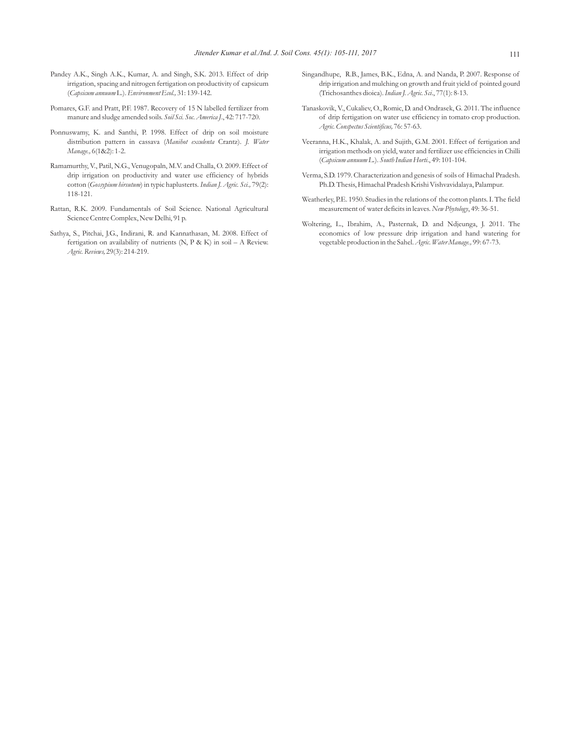Pandey A.K., Singh A.K., Kumar, A. and Singh, S.K. 2013. Effect of drip irrigation, spacing and nitrogen fertigation on productivity of capsicum (*Capsicum annuum* L.). *Environment Ecol.,* 31: 139-142.

Pomares, G.F. and Pratt, P.F. 1987. Recovery of 15 N labelled fertilizer from manure and sludge amended soils. *Soil Sci. Soc. America J*., 42: 717-720.

Ponnuswamy, K. and Santhi, P. 1998. Effect of drip on soil moisture distribution pattern in cassava (*Manihot exculenta* Crantz). *J. Water Manage.,* 6(1&2): 1-2.

Ramamurthy, V., Patil, N.G., Venugopaln, M.V. and Challa, O. 2009. Effect of drip irrigation on productivity and water use efficiency of hybrids cotton (*Gossypium hirsutum*) in typic haplusterts. *Indian J. Agric. Sci.,* 79(2): 118-121.

Rattan, R.K. 2009. Fundamentals of Soil Science. National Agricultural Science Centre Complex, New Delhi, 91 p.

Sathya, S., Pitchai, J.G., Indirani, R. and Kannathasan, M. 2008. Effect of fertigation on availability of nutrients (N, P & K) in soil – A Review. *Agric. Reviews,* 29(3): 214-219.

Singandhupe, R.B., James, B.K., Edna, A. and Nanda, P. 2007. Response of drip irrigation and mulching on growth and fruit yield of pointed gourd (Trichosanthes dioica). *Indian J. Agric. Sci*., 77(1): 8-13.

Tanaskovik, V., Cukaliev, O., Romic, D. and Ondrasek, G. 2011. The influence of drip fertigation on water use efficiency in tomato crop production. *Agric. Conspectus Scientificus,* 76: 57-63.

Veeranna, H.K., Khalak, A. and Sujith, G.M. 2001. Effect of fertigation and irrigation methods on yield, water and fertilizer use efficiencies in Chilli (*Capsicum annuum* L.). *South Indian Horti*., 49: 101-104.

Verma, S.D. 1979. Characterization and genesis of soils of Himachal Pradesh. Ph.D. Thesis, Himachal Pradesh Krishi Vishvavidalaya, Palampur.

Weatherley, P.E. 1950. Studies in the relations of the cotton plants. I. The field measurement of water deficits in leaves. *New Phytology*, 49: 36-51.

Woltering, L., Ibrahim, A., Pasternak, D. and Ndjeunga, J. 2011. The economics of low pressure drip irrigation and hand watering for vegetable production in the Sahel. *Agric. Water Manage.,* 99: 67-73.